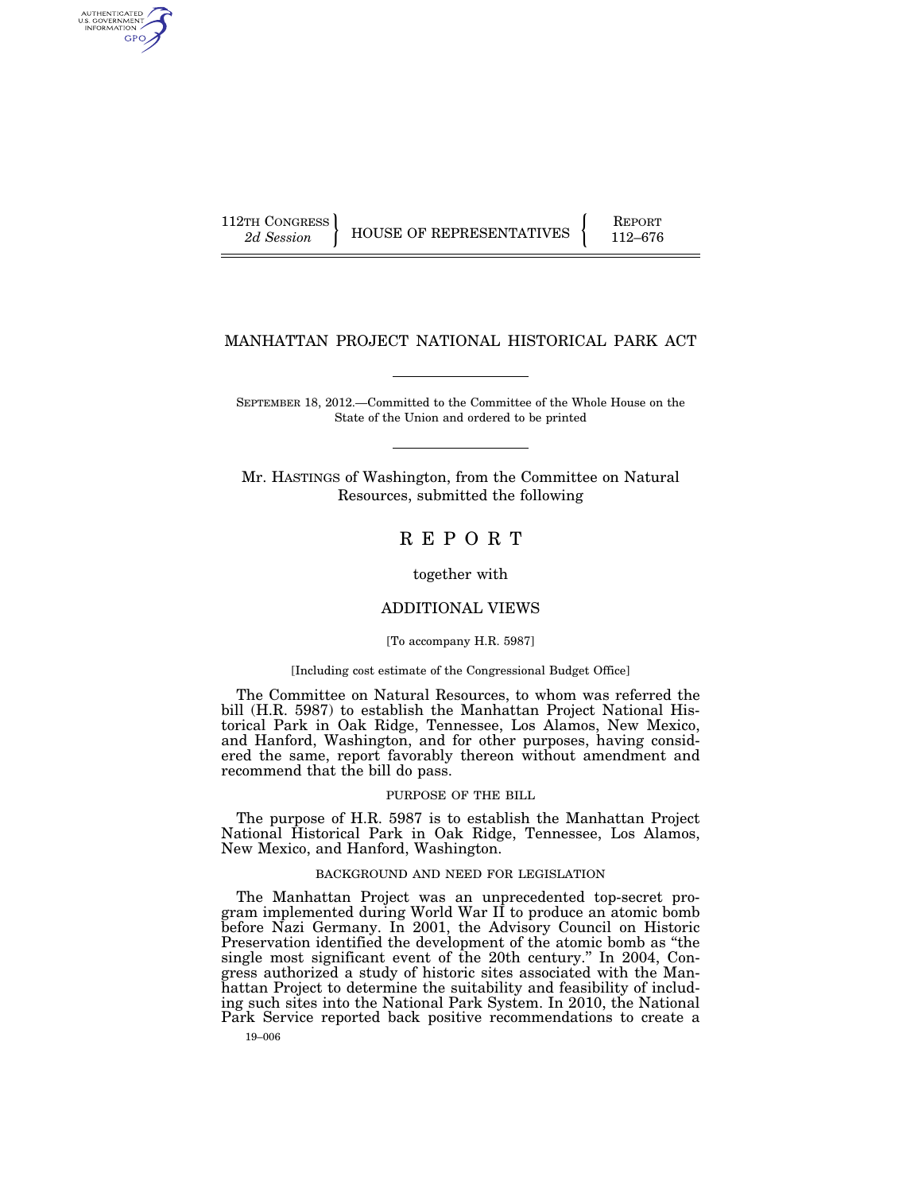112TH CONGRESS
*2d Session*

HOUSE OF REPRESENTATIVES

REPORT
112–676

# MANHATTAN PROJECT NATIONAL HISTORICAL PARK ACT

SEPTEMBER 18, 2012.—Committed to the Committee of the Whole House on the State of the Union and ordered to be printed

Mr. HASTINGS of Washington, from the Committee on Natural Resources, submitted the following

# R E P O R T

together with

## ADDITIONAL VIEWS

[To accompany H.R. 5987]

[Including cost estimate of the Congressional Budget Office]

The Committee on Natural Resources, to whom was referred the bill (H.R. 5987) to establish the Manhattan Project National Historical Park in Oak Ridge, Tennessee, Los Alamos, New Mexico, and Hanford, Washington, and for other purposes, having considered the same, report favorably thereon without amendment and recommend that the bill do pass.

### PURPOSE OF THE BILL

The purpose of H.R. 5987 is to establish the Manhattan Project National Historical Park in Oak Ridge, Tennessee, Los Alamos, New Mexico, and Hanford, Washington.

### BACKGROUND AND NEED FOR LEGISLATION

The Manhattan Project was an unprecedented top-secret program implemented during World War II to produce an atomic bomb before Nazi Germany. In 2001, the Advisory Council on Historic Preservation identified the development of the atomic bomb as "the single most significant event of the 20th century." In 2004, Congress authorized a study of historic sites associated with the Manhattan Project to determine the suitability and feasibility of including such sites into the National Park System. In 2010, the National Park Service reported back positive recommendations to create a

19–006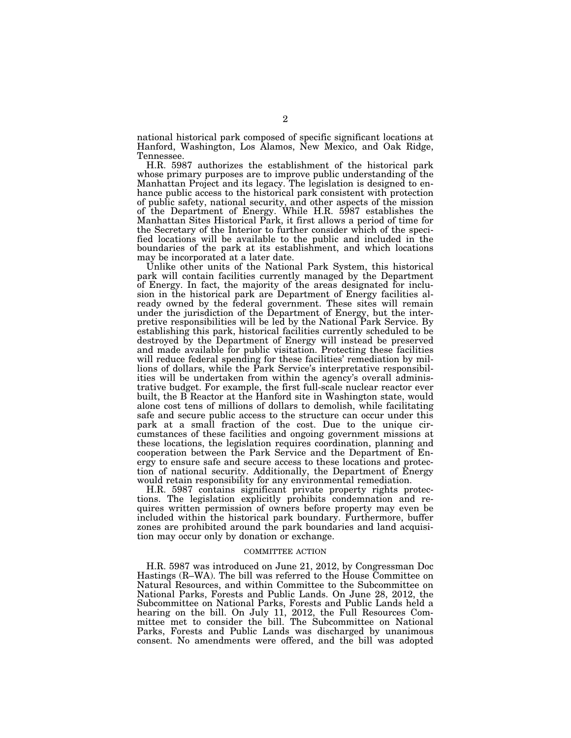national historical park composed of specific significant locations at Hanford, Washington, Los Alamos, New Mexico, and Oak Ridge, Tennessee.

H.R. 5987 authorizes the establishment of the historical park whose primary purposes are to improve public understanding of the Manhattan Project and its legacy. The legislation is designed to enhance public access to the historical park consistent with protection of public safety, national security, and other aspects of the mission of the Department of Energy. While H.R. 5987 establishes the Manhattan Sites Historical Park, it first allows a period of time for the Secretary of the Interior to further consider which of the specified locations will be available to the public and included in the boundaries of the park at its establishment, and which locations may be incorporated at a later date.

Unlike other units of the National Park System, this historical park will contain facilities currently managed by the Department of Energy. In fact, the majority of the areas designated for inclusion in the historical park are Department of Energy facilities already owned by the federal government. These sites will remain under the jurisdiction of the Department of Energy, but the interpretive responsibilities will be led by the National Park Service. By establishing this park, historical facilities currently scheduled to be destroyed by the Department of Energy will instead be preserved and made available for public visitation. Protecting these facilities will reduce federal spending for these facilities' remediation by millions of dollars, while the Park Service's interpretative responsibilities will be undertaken from within the agency's overall administrative budget. For example, the first full-scale nuclear reactor ever built, the B Reactor at the Hanford site in Washington state, would alone cost tens of millions of dollars to demolish, while facilitating safe and secure public access to the structure can occur under this park at a small fraction of the cost. Due to the unique circumstances of these facilities and ongoing government missions at these locations, the legislation requires coordination, planning and cooperation between the Park Service and the Department of Energy to ensure safe and secure access to these locations and protection of national security. Additionally, the Department of Energy would retain responsibility for any environmental remediation.

H.R. 5987 contains significant private property rights protections. The legislation explicitly prohibits condemnation and requires written permission of owners before property may even be included within the historical park boundary. Furthermore, buffer zones are prohibited around the park boundaries and land acquisition may occur only by donation or exchange.

## COMMITTEE ACTION

H.R. 5987 was introduced on June 21, 2012, by Congressman Doc Hastings (R–WA). The bill was referred to the House Committee on Natural Resources, and within Committee to the Subcommittee on National Parks, Forests and Public Lands. On June 28, 2012, the Subcommittee on National Parks, Forests and Public Lands held a hearing on the bill. On July 11, 2012, the Full Resources Committee met to consider the bill. The Subcommittee on National Parks, Forests and Public Lands was discharged by unanimous consent. No amendments were offered, and the bill was adopted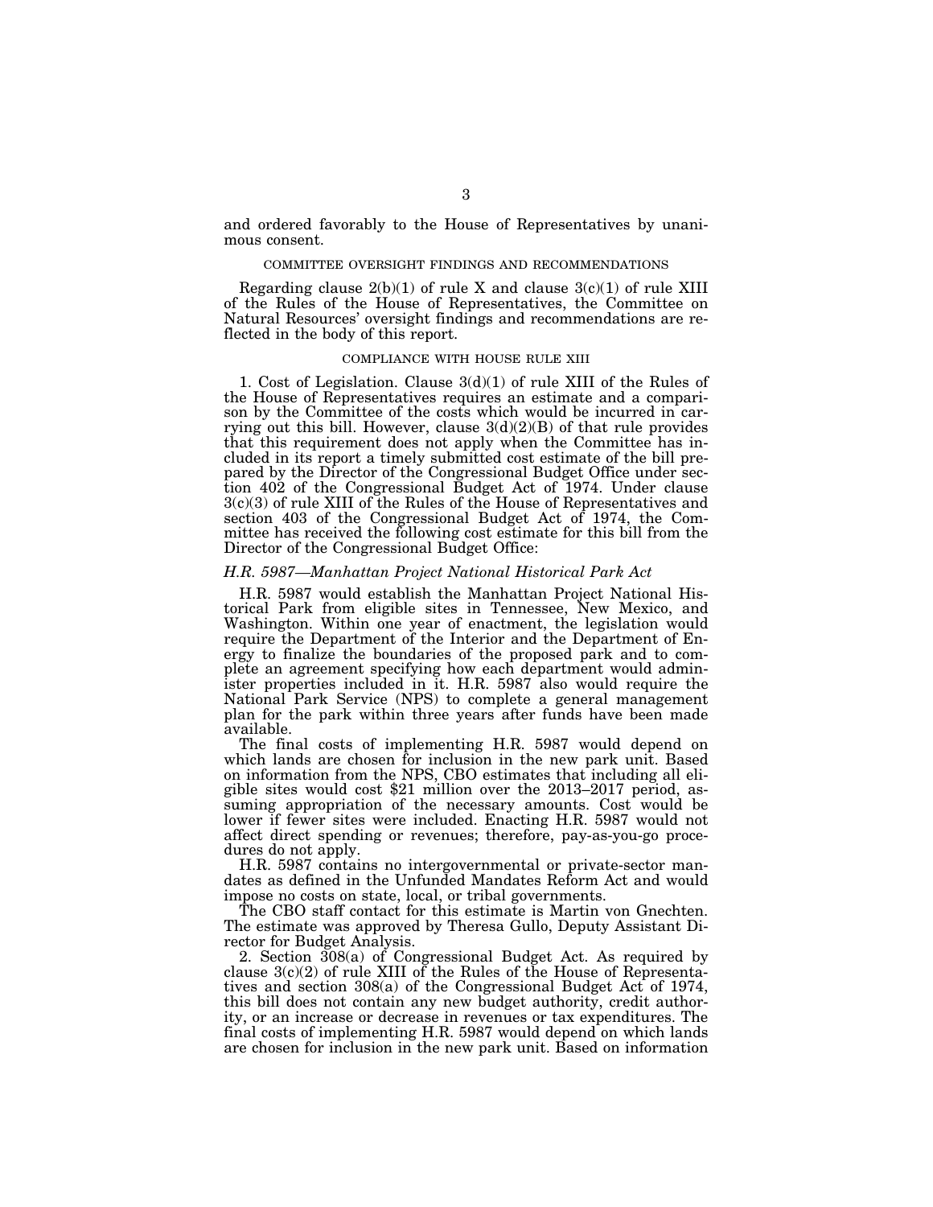and ordered favorably to the House of Representatives by unanimous consent.

COMMITTEE OVERSIGHT FINDINGS AND RECOMMENDATIONS

Regarding clause 2(b)(1) of rule X and clause 3(c)(1) of rule XIII of the Rules of the House of Representatives, the Committee on Natural Resources' oversight findings and recommendations are reflected in the body of this report.

COMPLIANCE WITH HOUSE RULE XIII

1. Cost of Legislation. Clause 3(d)(1) of rule XIII of the Rules of the House of Representatives requires an estimate and a comparison by the Committee of the costs which would be incurred in carrying out this bill. However, clause 3(d)(2)(B) of that rule provides that this requirement does not apply when the Committee has included in its report a timely submitted cost estimate of the bill prepared by the Director of the Congressional Budget Office under section 402 of the Congressional Budget Act of 1974. Under clause 3(c)(3) of rule XIII of the Rules of the House of Representatives and section 403 of the Congressional Budget Act of 1974, the Committee has received the following cost estimate for this bill from the Director of the Congressional Budget Office:

*H.R. 5987—Manhattan Project National Historical Park Act*

H.R. 5987 would establish the Manhattan Project National Historical Park from eligible sites in Tennessee, New Mexico, and Washington. Within one year of enactment, the legislation would require the Department of the Interior and the Department of Energy to finalize the boundaries of the proposed park and to complete an agreement specifying how each department would administer properties included in it. H.R. 5987 also would require the National Park Service (NPS) to complete a general management plan for the park within three years after funds have been made available.

The final costs of implementing H.R. 5987 would depend on which lands are chosen for inclusion in the new park unit. Based on information from the NPS, CBO estimates that including all eligible sites would cost $21 million over the 2013–2017 period, assuming appropriation of the necessary amounts. Cost would be lower if fewer sites were included. Enacting H.R. 5987 would not affect direct spending or revenues; therefore, pay-as-you-go procedures do not apply.

H.R. 5987 contains no intergovernmental or private-sector mandates as defined in the Unfunded Mandates Reform Act and would impose no costs on state, local, or tribal governments.

The CBO staff contact for this estimate is Martin von Gnechten. The estimate was approved by Theresa Gullo, Deputy Assistant Director for Budget Analysis.

2. Section 308(a) of Congressional Budget Act. As required by clause 3(c)(2) of rule XIII of the Rules of the House of Representatives and section 308(a) of the Congressional Budget Act of 1974, this bill does not contain any new budget authority, credit authority, or an increase or decrease in revenues or tax expenditures. The final costs of implementing H.R. 5987 would depend on which lands are chosen for inclusion in the new park unit. Based on information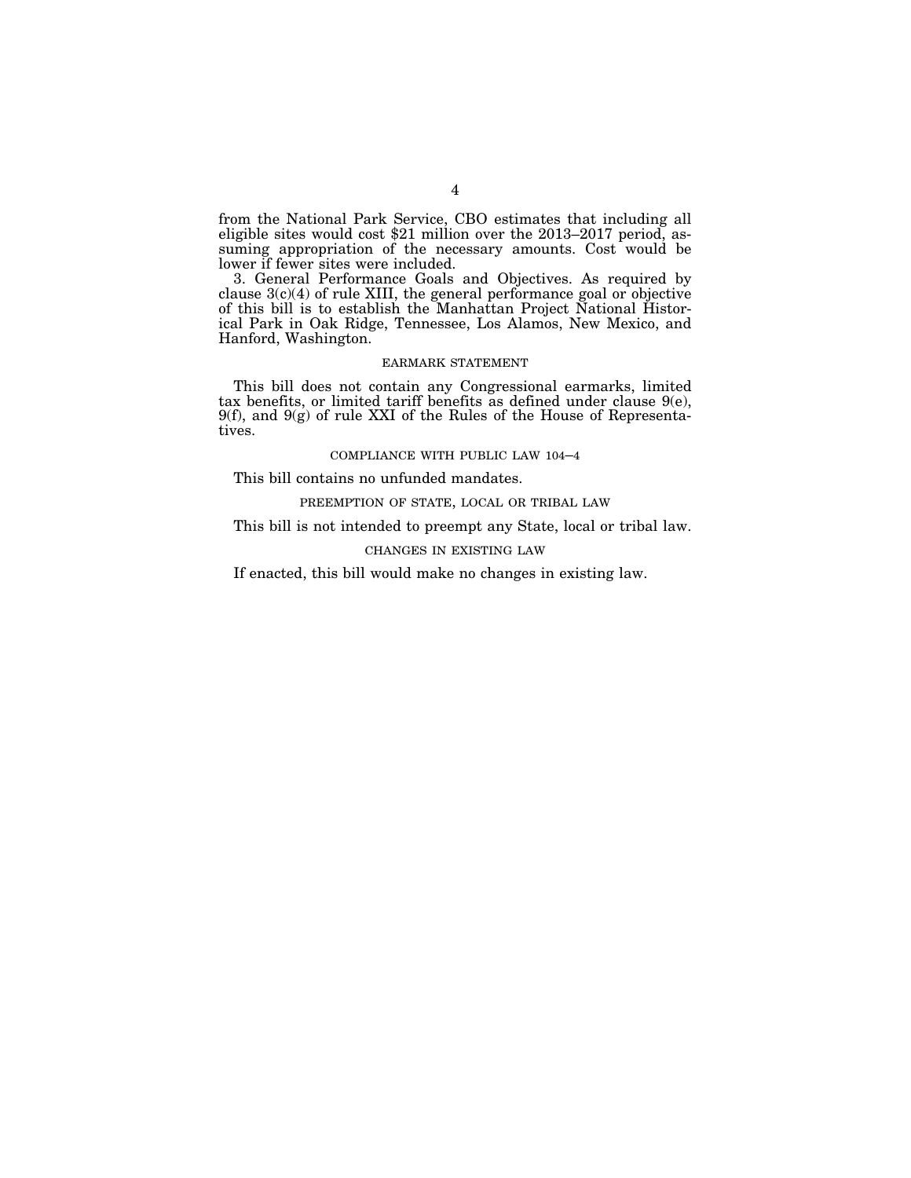from the National Park Service, CBO estimates that including all eligible sites would cost $21 million over the 2013–2017 period, assuming appropriation of the necessary amounts. Cost would be lower if fewer sites were included.

3. General Performance Goals and Objectives. As required by clause 3(c)(4) of rule XIII, the general performance goal or objective of this bill is to establish the Manhattan Project National Historical Park in Oak Ridge, Tennessee, Los Alamos, New Mexico, and Hanford, Washington.

## EARMARK STATEMENT

This bill does not contain any Congressional earmarks, limited tax benefits, or limited tariff benefits as defined under clause 9(e), 9(f), and 9(g) of rule XXI of the Rules of the House of Representatives.

## COMPLIANCE WITH PUBLIC LAW 104–4

This bill contains no unfunded mandates.

## PREEMPTION OF STATE, LOCAL OR TRIBAL LAW

This bill is not intended to preempt any State, local or tribal law.

## CHANGES IN EXISTING LAW

If enacted, this bill would make no changes in existing law.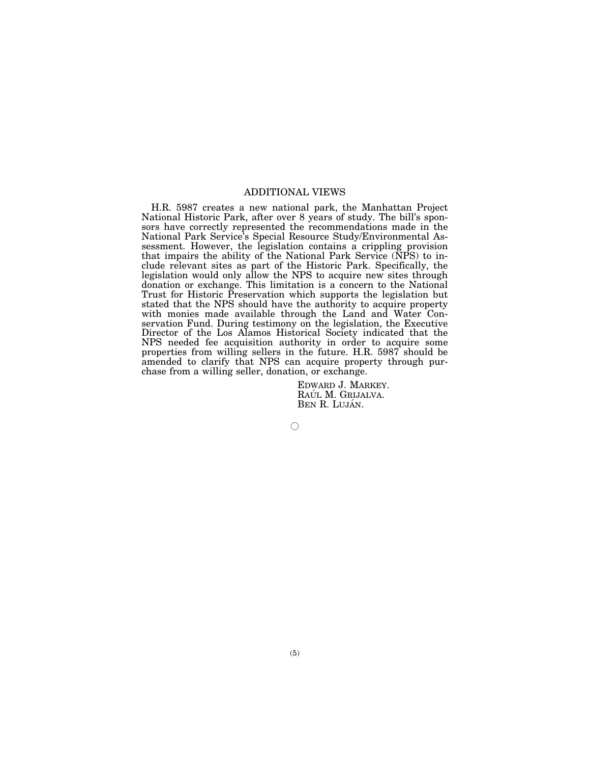## ADDITIONAL VIEWS

H.R. 5987 creates a new national park, the Manhattan Project National Historic Park, after over 8 years of study. The bill's sponsors have correctly represented the recommendations made in the National Park Service's Special Resource Study/Environmental Assessment. However, the legislation contains a crippling provision that impairs the ability of the National Park Service (NPS) to include relevant sites as part of the Historic Park. Specifically, the legislation would only allow the NPS to acquire new sites through donation or exchange. This limitation is a concern to the National Trust for Historic Preservation which supports the legislation but stated that the NPS should have the authority to acquire property with monies made available through the Land and Water Conservation Fund. During testimony on the legislation, the Executive Director of the Los Alamos Historical Society indicated that the NPS needed fee acquisition authority in order to acquire some properties from willing sellers in the future. H.R. 5987 should be amended to clarify that NPS can acquire property through purchase from a willing seller, donation, or exchange.

EDWARD J. MARKEY.
RAÚL M. GRIJALVA.
BEN R. LUJÁN.

○